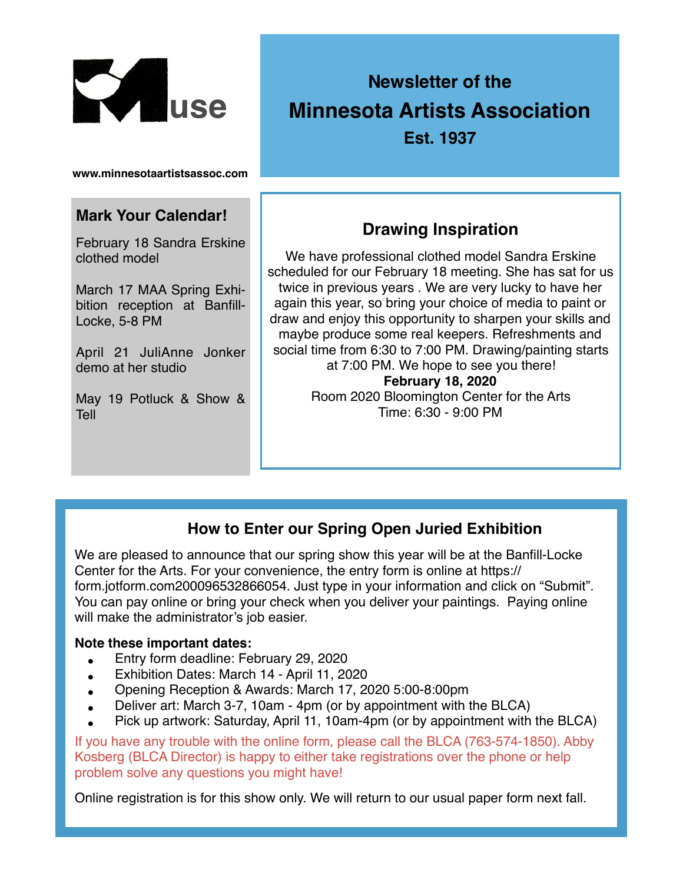# Muse

## Newsletter of the Minnesota Artists Association

**Est. 1937**

www.minnesotaartistsassoc.com

### Mark Your Calendar!

February 18 Sandra Erskine clothed model

March 17 MAA Spring Exhibition reception at Banfill-Locke, 5-8 PM

April 21 JuliAnne Jonker demo at her studio

May 19 Potluck & Show & Tell

### Drawing Inspiration

We have professional clothed model Sandra Erskine scheduled for our February 18 meeting. She has sat for us twice in previous years . We are very lucky to have her again this year, so bring your choice of media to paint or draw and enjoy this opportunity to sharpen your skills and maybe produce some real keepers. Refreshments and social time from 6:30 to 7:00 PM. Drawing/painting starts at 7:00 PM. We hope to see you there!

**February 18, 2020**

Room 2020 Bloomington Center for the Arts

Time: 6:30 - 9:00 PM

### How to Enter our Spring Open Juried Exhibition

We are pleased to announce that our spring show this year will be at the Banfill-Locke Center for the Arts. For your convenience, the entry form is online at https://form.jotform.com200096532866054. Just type in your information and click on "Submit". You can pay online or bring your check when you deliver your paintings. Paying online will make the administrator's job easier.

**Note these important dates:**

- Entry form deadline: February 29, 2020
- Exhibition Dates: March 14 - April 11, 2020
- Opening Reception & Awards: March 17, 2020 5:00-8:00pm
- Deliver art: March 3-7, 10am - 4pm (or by appointment with the BLCA)
- Pick up artwork: Saturday, April 11, 10am-4pm (or by appointment with the BLCA)

If you have any trouble with the online form, please call the BLCA (763-574-1850). Abby Kosberg (BLCA Director) is happy to either take registrations over the phone or help problem solve any questions you might have!

Online registration is for this show only. We will return to our usual paper form next fall.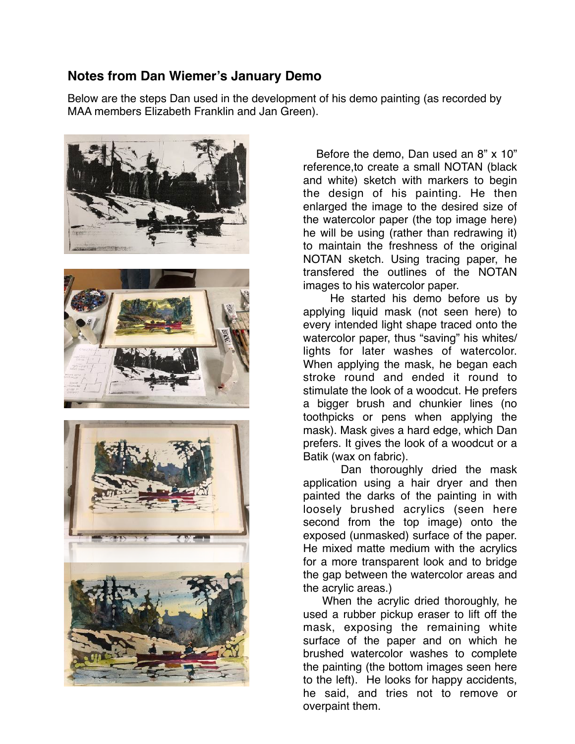## Notes from Dan Wiemer's January Demo

Below are the steps Dan used in the development of his demo painting (as recorded by MAA members Elizabeth Franklin and Jan Green).

Before the demo, Dan used an 8" x 10" reference,to create a small NOTAN (black and white) sketch with markers to begin the design of his painting. He then enlarged the image to the desired size of the watercolor paper (the top image here) he will be using (rather than redrawing it) to maintain the freshness of the original NOTAN sketch. Using tracing paper, he transfered the outlines of the NOTAN images to his watercolor paper.

He started his demo before us by applying liquid mask (not seen here) to every intended light shape traced onto the watercolor paper, thus "saving" his whites/ lights for later washes of watercolor. When applying the mask, he began each stroke round and ended it round to stimulate the look of a woodcut. He prefers a bigger brush and chunkier lines (no toothpicks or pens when applying the mask). Mask gives a hard edge, which Dan prefers. It gives the look of a woodcut or a Batik (wax on fabric).

Dan thoroughly dried the mask application using a hair dryer and then painted the darks of the painting in with loosely brushed acrylics (seen here second from the top image) onto the exposed (unmasked) surface of the paper. He mixed matte medium with the acrylics for a more transparent look and to bridge the gap between the watercolor areas and the acrylic areas.)

When the acrylic dried thoroughly, he used a rubber pickup eraser to lift off the mask, exposing the remaining white surface of the paper and on which he brushed watercolor washes to complete the painting (the bottom images seen here to the left). He looks for happy accidents, he said, and tries not to remove or overpaint them.